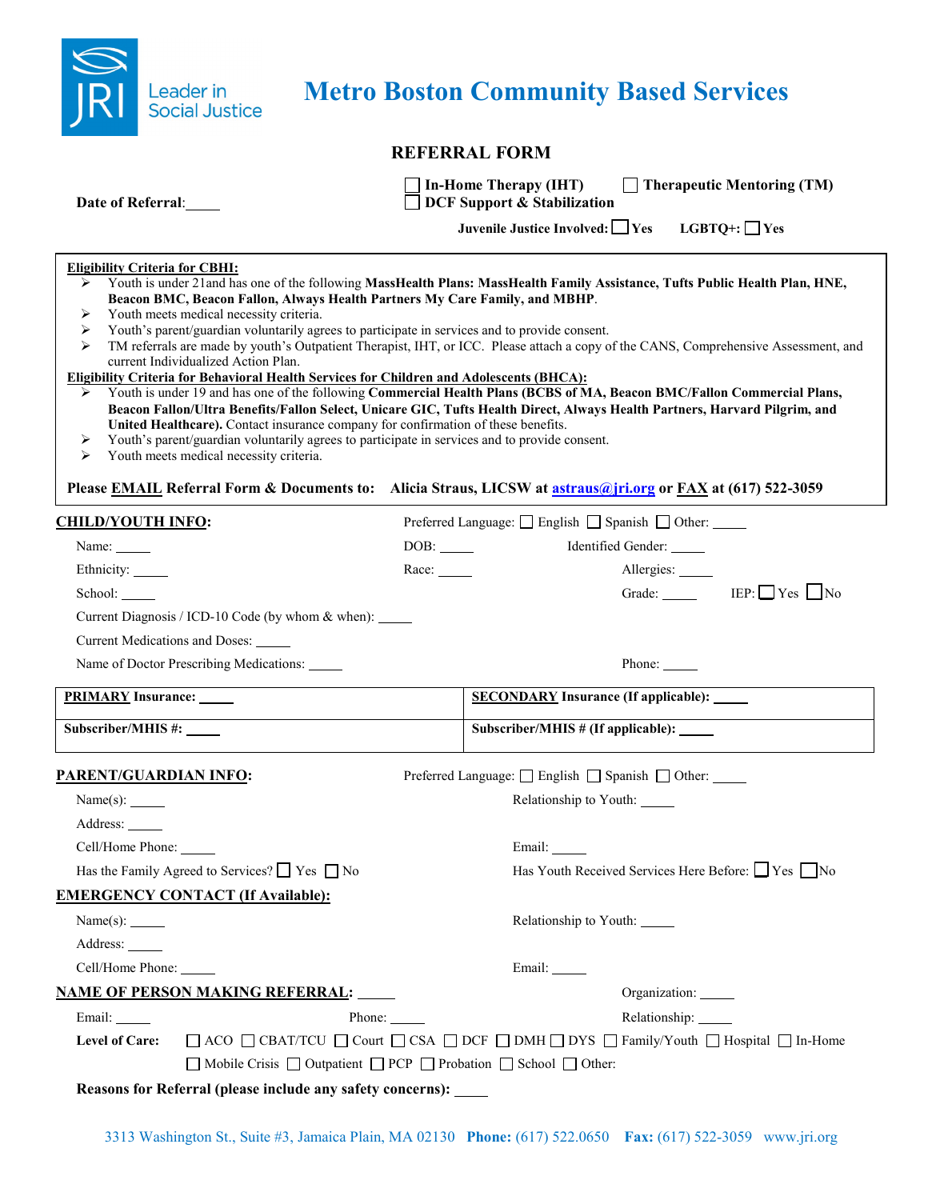JRI Leader in Social Justice

# Metro Boston Community Based Services

## REFERRAL FORM

Date of Referral: _____

☐ In-Home Therapy (IHT) ☐ Therapeutic Mentoring (TM)
☐ DCF Support & Stabilization

**Juvenile Justice Involved:** ☐ Yes **LGBTQ+:** ☐ Yes

**Eligibility Criteria for CBHI:**

- Youth is under 21and has one of the following **MassHealth Plans: MassHealth Family Assistance, Tufts Public Health Plan, HNE, Beacon BMC, Beacon Fallon, Always Health Partners My Care Family, and MBHP**.
- Youth meets medical necessity criteria.
- Youth's parent/guardian voluntarily agrees to participate in services and to provide consent.
- TM referrals are made by youth's Outpatient Therapist, IHT, or ICC. Please attach a copy of the CANS, Comprehensive Assessment, and current Individualized Action Plan.

**Eligibility Criteria for Behavioral Health Services for Children and Adolescents (BHCA):**

- Youth is under 19 and has one of the following **Commercial Health Plans (BCBS of MA, Beacon BMC/Fallon Commercial Plans, Beacon Fallon/Ultra Benefits/Fallon Select, Unicare GIC, Tufts Health Direct, Always Health Partners, Harvard Pilgrim, and United Healthcare).** Contact insurance company for confirmation of these benefits.
- Youth's parent/guardian voluntarily agrees to participate in services and to provide consent.
- Youth meets medical necessity criteria.

**Please EMAIL Referral Form & Documents to: Alicia Straus, LICSW at astraus@jri.org or FAX at (617) 522-3059**

**CHILD/YOUTH INFO:** Preferred Language: ☐ English ☐ Spanish ☐ Other: _____

Name: _____ DOB: _____ Identified Gender: _____

Ethnicity: _____ Race: _____ Allergies: _____

School: _____ Grade: _____ IEP: ☐ Yes ☐ No

Current Diagnosis / ICD-10 Code (by whom & when): _____

Current Medications and Doses: _____

Name of Doctor Prescribing Medications: _____ Phone: _____

| **PRIMARY Insurance:** _____ | **SECONDARY Insurance (If applicable):** _____ |
|---|---|
| **Subscriber/MHIS #:** _____ | **Subscriber/MHIS # (If applicable):** _____ |

**PARENT/GUARDIAN INFO:** Preferred Language: ☐ English ☐ Spanish ☐ Other: _____

Name(s): _____ Relationship to Youth: _____

Address: _____

Cell/Home Phone: _____ Email: _____

Has the Family Agreed to Services? ☐ Yes ☐ No Has Youth Received Services Here Before: ☐ Yes ☐ No

**EMERGENCY CONTACT (If Available):**

Name(s): _____ Relationship to Youth: _____

Address: _____

Cell/Home Phone: _____ Email: _____

**NAME OF PERSON MAKING REFERRAL:** _____ Organization: _____

Email: _____ Phone: _____ Relationship: _____

**Level of Care:** ☐ ACO ☐ CBAT/TCU ☐ Court ☐ CSA ☐ DCF ☐ DMH ☐ DYS ☐ Family/Youth ☐ Hospital ☐ In-Home ☐ Mobile Crisis ☐ Outpatient ☐ PCP ☐ Probation ☐ School ☐ Other:

**Reasons for Referral (please include any safety concerns):** _____

3313 Washington St., Suite #3, Jamaica Plain, MA 02130 **Phone:** (617) 522.0650 **Fax:** (617) 522-3059 www.jri.org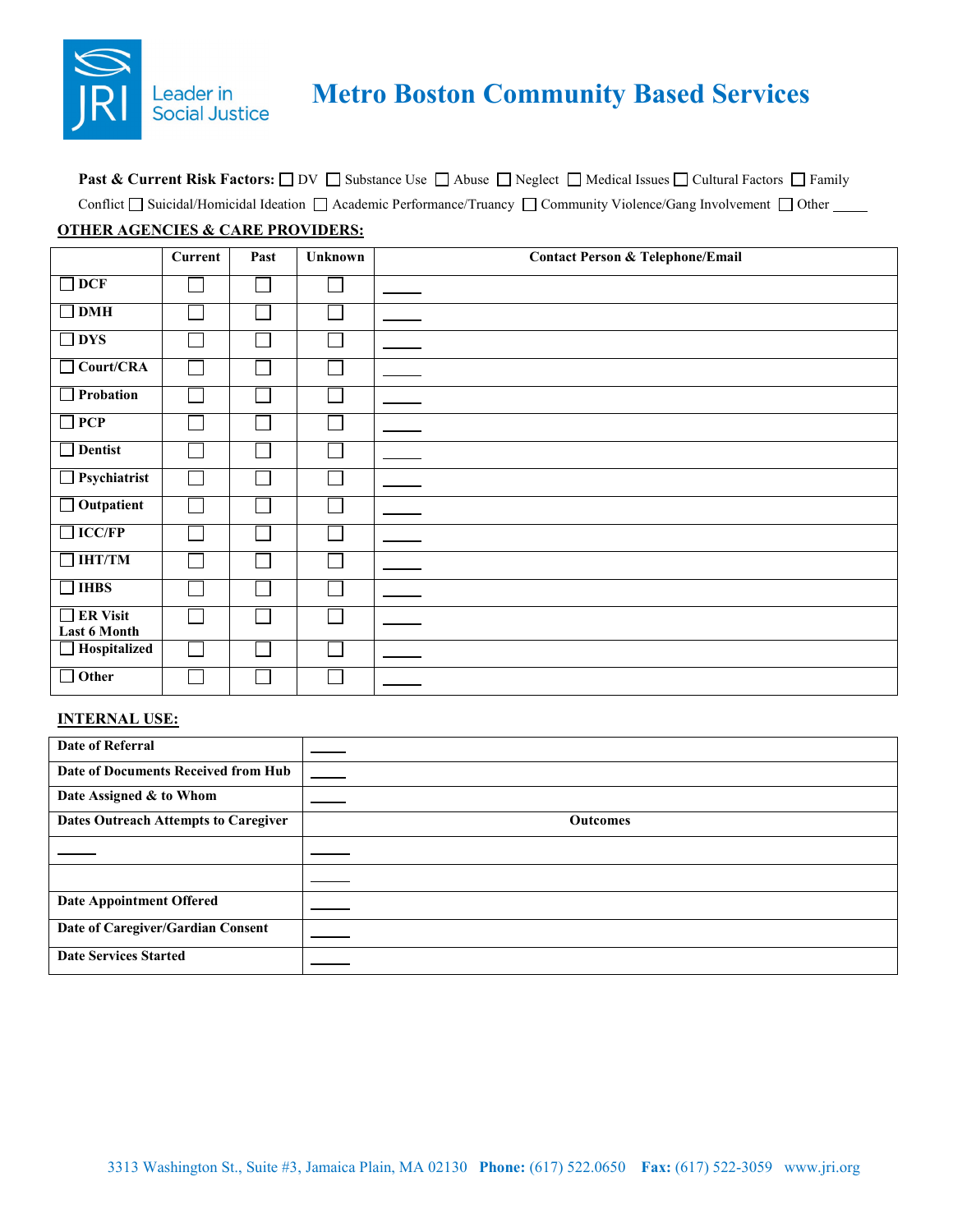# Metro Boston Community Based Services

**Past & Current Risk Factors:** ☐ DV ☐ Substance Use ☐ Abuse ☐ Neglect ☐ Medical Issues ☐ Cultural Factors ☐ Family Conflict ☐ Suicidal/Homicidal Ideation ☐ Academic Performance/Truancy ☐ Community Violence/Gang Involvement ☐ Other _____

**OTHER AGENCIES & CARE PROVIDERS:**

| | Current | Past | Unknown | Contact Person & Telephone/Email |
|---|---|---|---|---|
| ☐ **DCF** | ☐ | ☐ | ☐ | _____ |
| ☐ **DMH** | ☐ | ☐ | ☐ | _____ |
| ☐ **DYS** | ☐ | ☐ | ☐ | _____ |
| ☐ **Court/CRA** | ☐ | ☐ | ☐ | _____ |
| ☐ **Probation** | ☐ | ☐ | ☐ | _____ |
| ☐ **PCP** | ☐ | ☐ | ☐ | _____ |
| ☐ **Dentist** | ☐ | ☐ | ☐ | _____ |
| ☐ **Psychiatrist** | ☐ | ☐ | ☐ | _____ |
| ☐ **Outpatient** | ☐ | ☐ | ☐ | _____ |
| ☐ **ICC/FP** | ☐ | ☐ | ☐ | _____ |
| ☐ **IHT/TM** | ☐ | ☐ | ☐ | _____ |
| ☐ **IHBS** | ☐ | ☐ | ☐ | _____ |
| ☐ **ER Visit Last 6 Month** | ☐ | ☐ | ☐ | _____ |
| ☐ **Hospitalized** | ☐ | ☐ | ☐ | _____ |
| ☐ **Other** | ☐ | ☐ | ☐ | _____ |

**INTERNAL USE:**

| | |
|---|---|
| **Date of Referral** | _____ |
| **Date of Documents Received from Hub** | _____ |
| **Date Assigned & to Whom** | _____ |
| **Dates Outreach Attempts to Caregiver** | **Outcomes** |
| _____ | _____ |
| | _____ |
| **Date Appointment Offered** | _____ |
| **Date of Caregiver/Gardian Consent** | _____ |
| **Date Services Started** | _____ |

3313 Washington St., Suite #3, Jamaica Plain, MA 02130 **Phone:** (617) 522.0650 **Fax:** (617) 522-3059 www.jri.org